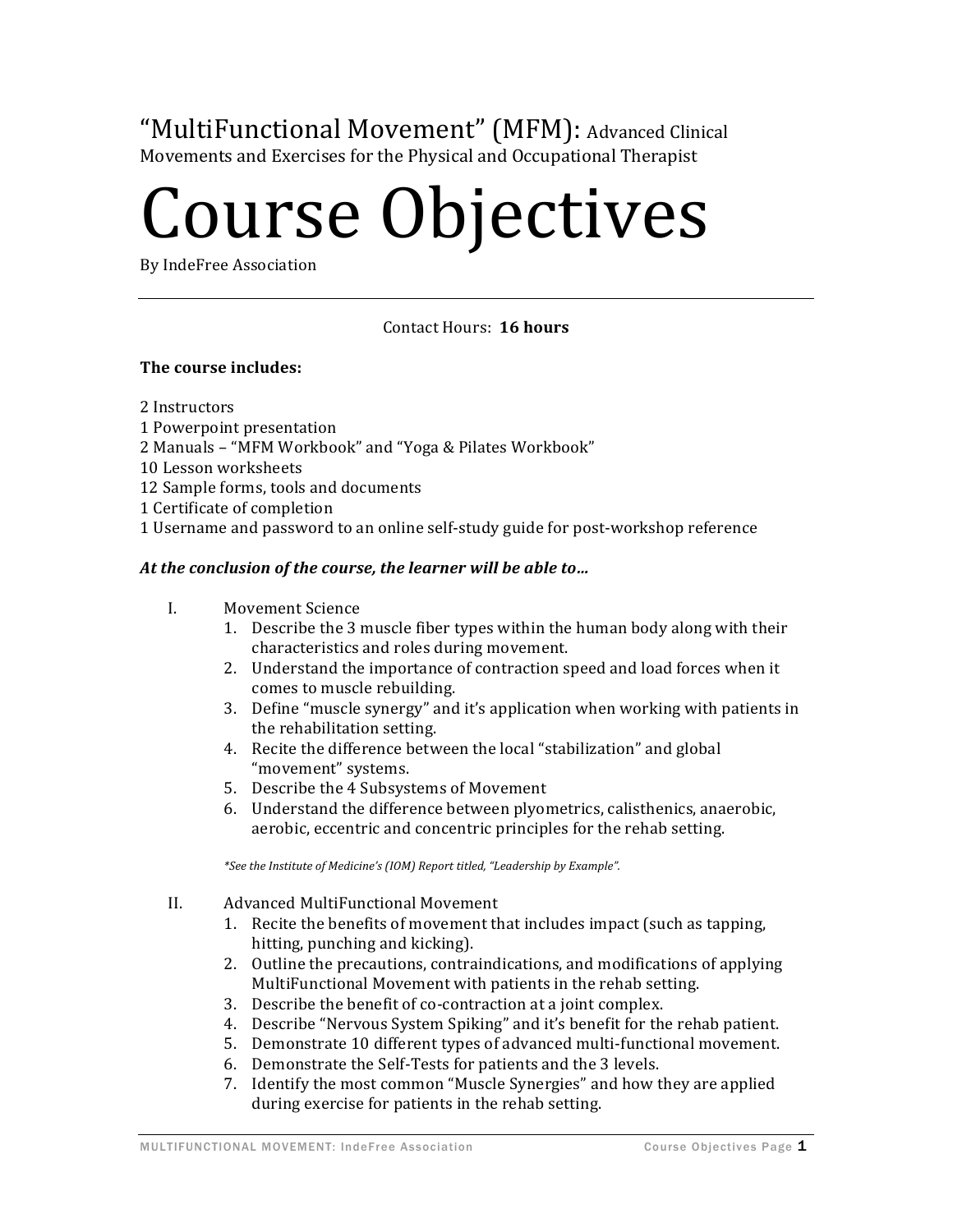"MultiFunctional Movement" (MFM): Advanced Clinical Movements and Exercises for the Physical and Occupational Therapist

# Course Objectives

By IndeFree Association

---

Contact Hours: **16 hours**

**The course includes:**

2 Instructors
1 Powerpoint presentation
2 Manuals – "MFM Workbook" and "Yoga & Pilates Workbook"
10 Lesson worksheets
12 Sample forms, tools and documents
1 Certificate of completion
1 Username and password to an online self-study guide for post-workshop reference

***At the conclusion of the course, the learner will be able to…***

I. Movement Science
   1. Describe the 3 muscle fiber types within the human body along with their characteristics and roles during movement.
   2. Understand the importance of contraction speed and load forces when it comes to muscle rebuilding.
   3. Define "muscle synergy" and it's application when working with patients in the rehabilitation setting.
   4. Recite the difference between the local "stabilization" and global "movement" systems.
   5. Describe the 4 Subsystems of Movement
   6. Understand the difference between plyometrics, calisthenics, anaerobic, aerobic, eccentric and concentric principles for the rehab setting.

   *\*See the Institute of Medicine's (IOM) Report titled, "Leadership by Example".*

II. Advanced MultiFunctional Movement
   1. Recite the benefits of movement that includes impact (such as tapping, hitting, punching and kicking).
   2. Outline the precautions, contraindications, and modifications of applying MultiFunctional Movement with patients in the rehab setting.
   3. Describe the benefit of co-contraction at a joint complex.
   4. Describe "Nervous System Spiking" and it's benefit for the rehab patient.
   5. Demonstrate 10 different types of advanced multi-functional movement.
   6. Demonstrate the Self-Tests for patients and the 3 levels.
   7. Identify the most common "Muscle Synergies" and how they are applied during exercise for patients in the rehab setting.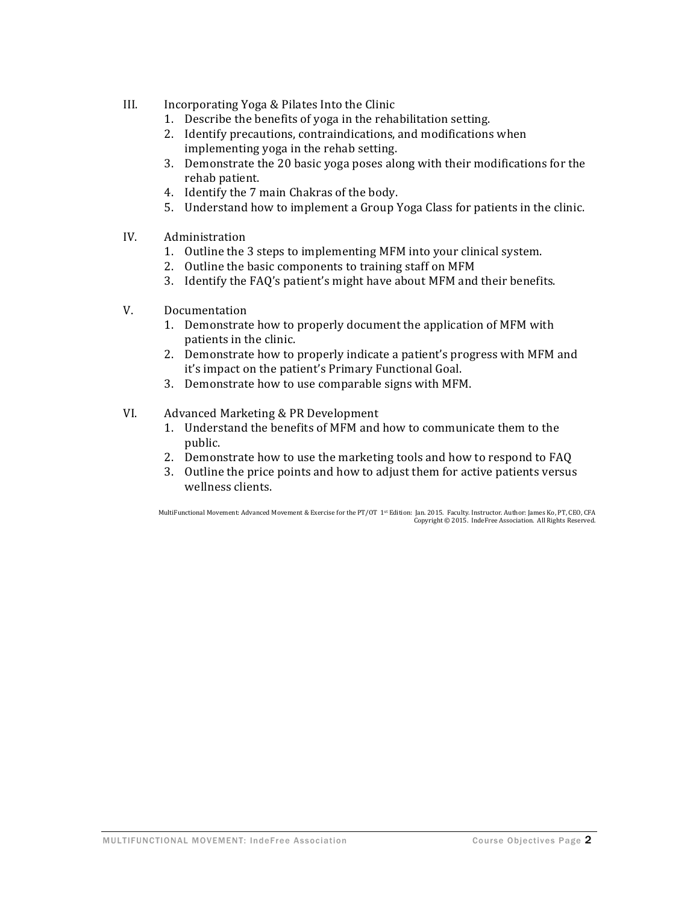III. Incorporating Yoga & Pilates Into the Clinic
   1. Describe the benefits of yoga in the rehabilitation setting.
   2. Identify precautions, contraindications, and modifications when implementing yoga in the rehab setting.
   3. Demonstrate the 20 basic yoga poses along with their modifications for the rehab patient.
   4. Identify the 7 main Chakras of the body.
   5. Understand how to implement a Group Yoga Class for patients in the clinic.

IV. Administration
   1. Outline the 3 steps to implementing MFM into your clinical system.
   2. Outline the basic components to training staff on MFM
   3. Identify the FAQ's patient's might have about MFM and their benefits.

V. Documentation
   1. Demonstrate how to properly document the application of MFM with patients in the clinic.
   2. Demonstrate how to properly indicate a patient's progress with MFM and it's impact on the patient's Primary Functional Goal.
   3. Demonstrate how to use comparable signs with MFM.

VI. Advanced Marketing & PR Development
   1. Understand the benefits of MFM and how to communicate them to the public.
   2. Demonstrate how to use the marketing tools and how to respond to FAQ
   3. Outline the price points and how to adjust them for active patients versus wellness clients.

MultiFunctional Movement: Advanced Movement & Exercise for the PT/OT 1st Edition: Jan. 2015. Faculty. Instructor. Author: James Ko, PT, CEO, CFA
Copyright © 2015. IndeFree Association. All Rights Reserved.